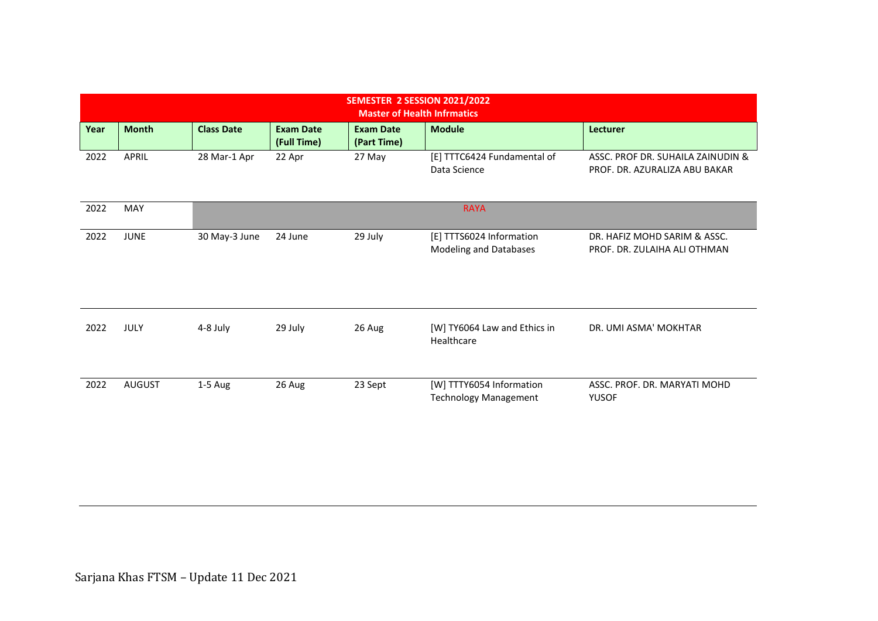**SEMESTER 2 SESSION 2021/2022**
**Master of Health Infrmatics**

| Year | Month | Class Date | Exam Date (Full Time) | Exam Date (Part Time) | Module | Lecturer |
|---|---|---|---|---|---|---|
| 2022 | APRIL | 28 Mar-1 Apr | 22 Apr | 27 May | [E] TTTC6424 Fundamental of Data Science | ASSC. PROF DR. SUHAILA ZAINUDIN & PROF. DR. AZURALIZA ABU BAKAR |
| 2022 | MAY | RAYA | | | | |
| 2022 | JUNE | 30 May-3 June | 24 June | 29 July | [E] TTTS6024 Information Modeling and Databases | DR. HAFIZ MOHD SARIM & ASSC. PROF. DR. ZULAIHA ALI OTHMAN |
| 2022 | JULY | 4-8 July | 29 July | 26 Aug | [W] TY6064 Law and Ethics in Healthcare | DR. UMI ASMA' MOKHTAR |
| 2022 | AUGUST | 1-5 Aug | 26 Aug | 23 Sept | [W] TTTY6054 Information Technology Management | ASSC. PROF. DR. MARYATI MOHD YUSOF |

Sarjana Khas FTSM – Update 11 Dec 2021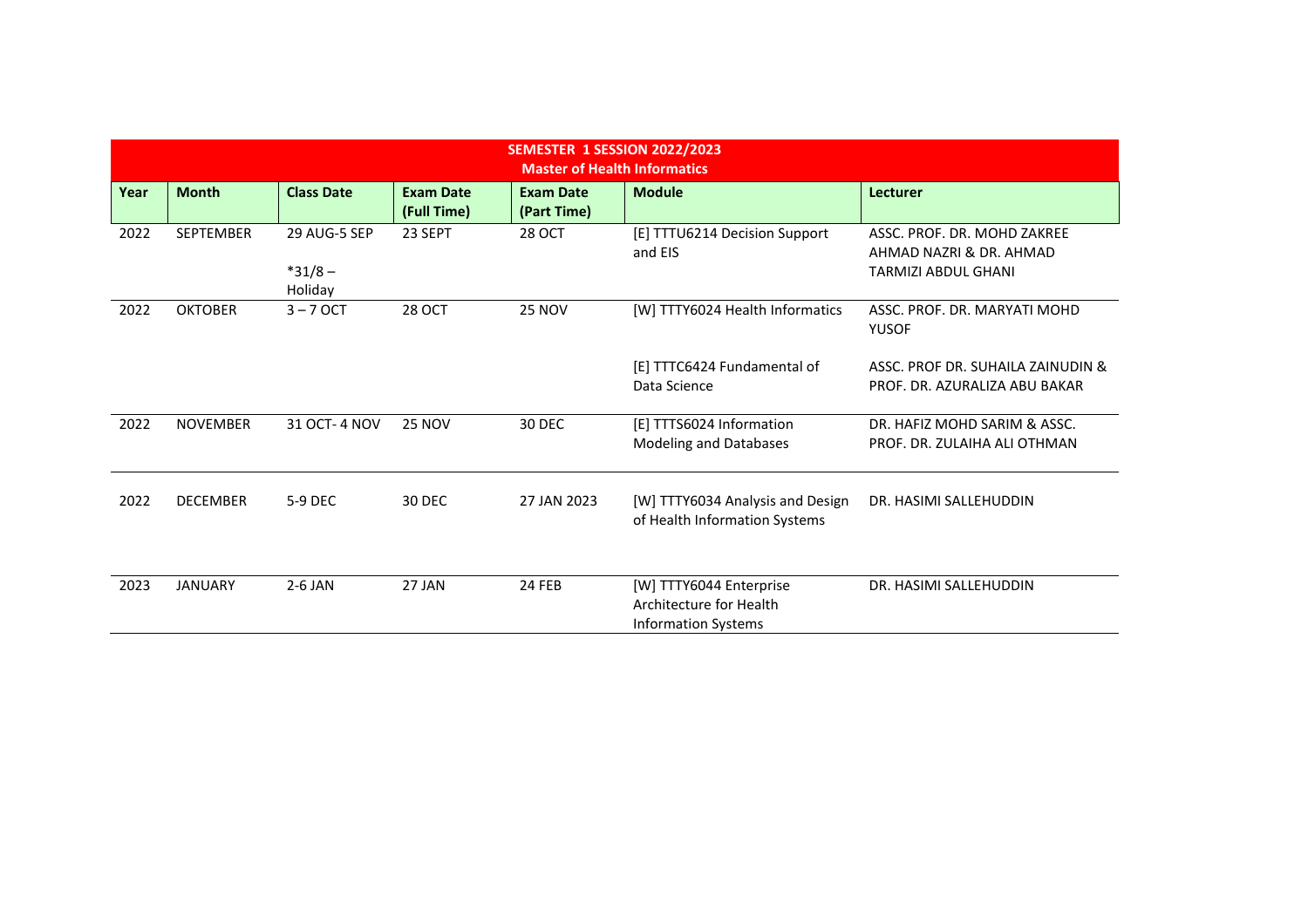| SEMESTER 1 SESSION 2022/2023<br>Master of Health Informatics | | | | | | |
|---|---|---|---|---|---|---|
| **Year** | **Month** | **Class Date** | **Exam Date (Full Time)** | **Exam Date (Part Time)** | **Module** | **Lecturer** |
| 2022 | SEPTEMBER | 29 AUG-5 SEP<br>*31/8 – Holiday | 23 SEPT | 28 OCT | [E] TTTU6214 Decision Support and EIS | ASSC. PROF. DR. MOHD ZAKREE AHMAD NAZRI & DR. AHMAD TARMIZI ABDUL GHANI |
| 2022 | OKTOBER | 3 – 7 OCT | 28 OCT | 25 NOV | [W] TTTY6024 Health Informatics<br><br>[E] TTTC6424 Fundamental of Data Science | ASSC. PROF. DR. MARYATI MOHD YUSOF<br><br>ASSC. PROF DR. SUHAILA ZAINUDIN & PROF. DR. AZURALIZA ABU BAKAR |
| 2022 | NOVEMBER | 31 OCT- 4 NOV | 25 NOV | 30 DEC | [E] TTTS6024 Information Modeling and Databases | DR. HAFIZ MOHD SARIM & ASSC. PROF. DR. ZULAIHA ALI OTHMAN |
| 2022 | DECEMBER | 5-9 DEC | 30 DEC | 27 JAN 2023 | [W] TTTY6034 Analysis and Design of Health Information Systems | DR. HASIMI SALLEHUDDIN |
| 2023 | JANUARY | 2-6 JAN | 27 JAN | 24 FEB | [W] TTTY6044 Enterprise Architecture for Health Information Systems | DR. HASIMI SALLEHUDDIN |